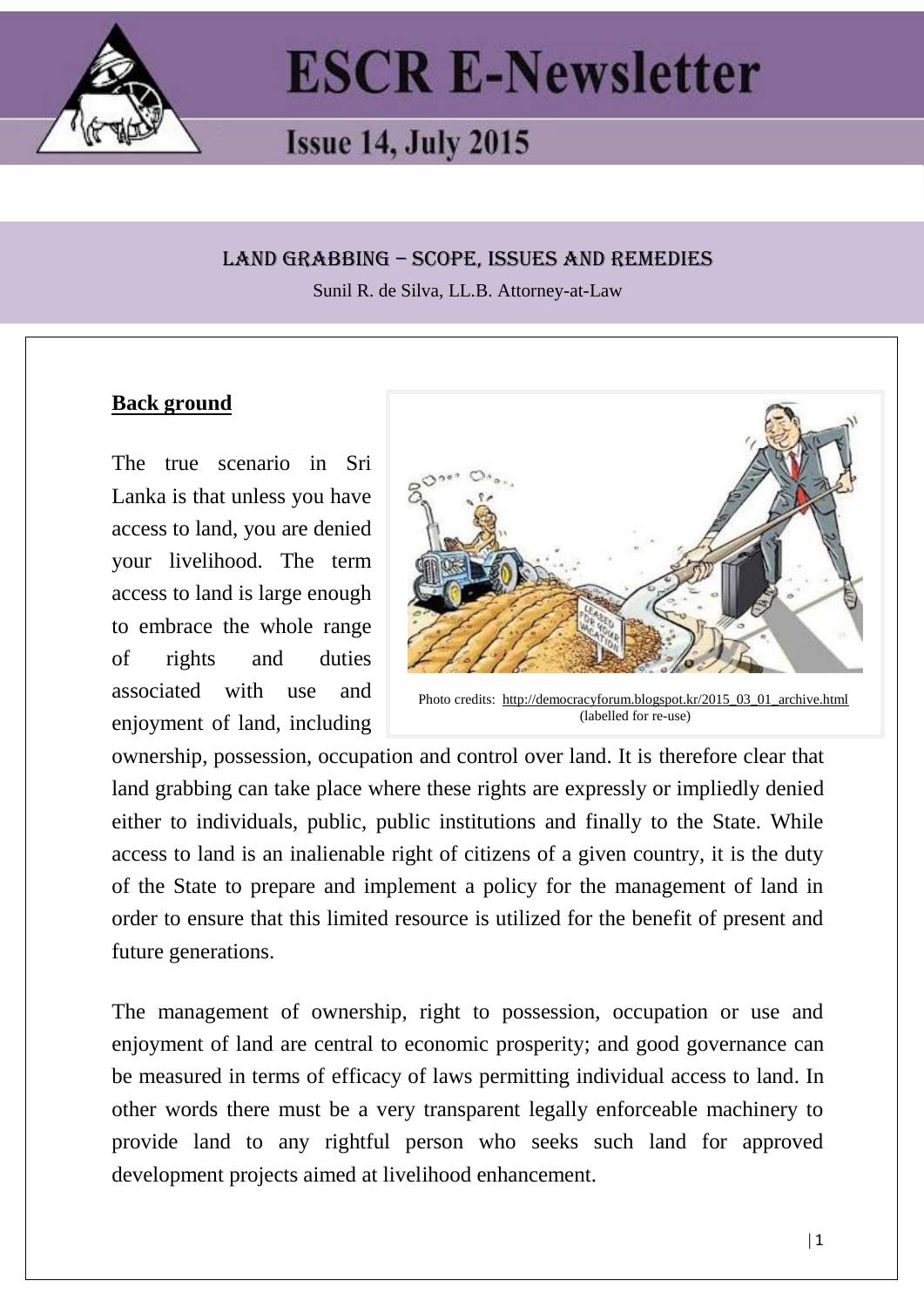# ESCR E-Newsletter

## Issue 14, July 2015

## LAND GRABBING – SCOPE, ISSUES AND REMEDIES

Sunil R. de Silva, LL.B. Attorney-at-Law

**Back ground**

Photo credits: http://democracyforum.blogspot.kr/2015_03_01_archive.html (labelled for re-use)

The true scenario in Sri Lanka is that unless you have access to land, you are denied your livelihood. The term access to land is large enough to embrace the whole range of rights and duties associated with use and enjoyment of land, including ownership, possession, occupation and control over land. It is therefore clear that land grabbing can take place where these rights are expressly or impliedly denied either to individuals, public, public institutions and finally to the State. While access to land is an inalienable right of citizens of a given country, it is the duty of the State to prepare and implement a policy for the management of land in order to ensure that this limited resource is utilized for the benefit of present and future generations.

The management of ownership, right to possession, occupation or use and enjoyment of land are central to economic prosperity; and good governance can be measured in terms of efficacy of laws permitting individual access to land. In other words there must be a very transparent legally enforceable machinery to provide land to any rightful person who seeks such land for approved development projects aimed at livelihood enhancement.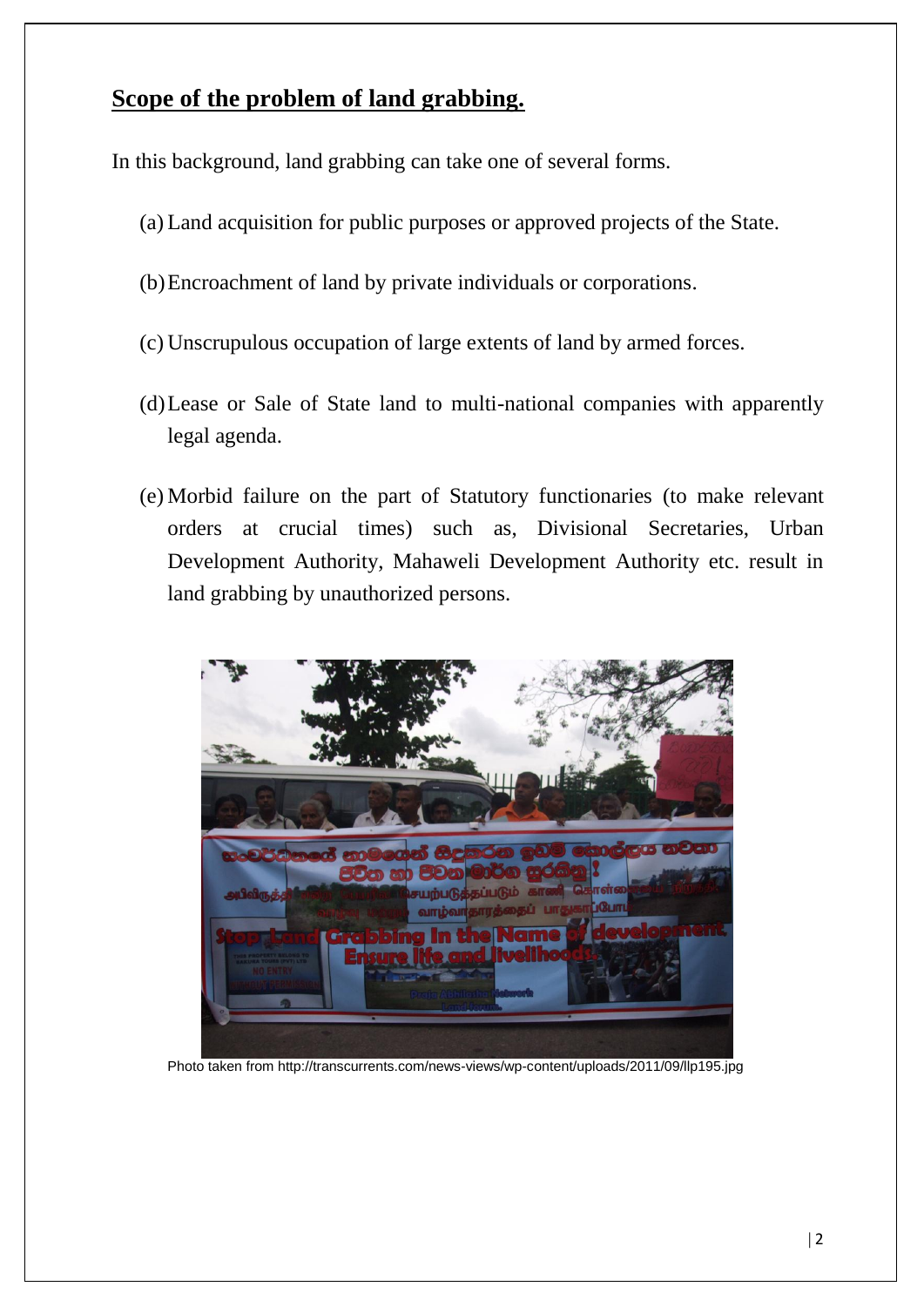## Scope of the problem of land grabbing.

In this background, land grabbing can take one of several forms.

(a) Land acquisition for public purposes or approved projects of the State.

(b) Encroachment of land by private individuals or corporations.

(c) Unscrupulous occupation of large extents of land by armed forces.

(d) Lease or Sale of State land to multi-national companies with apparently legal agenda.

(e) Morbid failure on the part of Statutory functionaries (to make relevant orders at crucial times) such as, Divisional Secretaries, Urban Development Authority, Mahaweli Development Authority etc. result in land grabbing by unauthorized persons.

Photo taken from http://transcurrents.com/news-views/wp-content/uploads/2011/09/llp195.jpg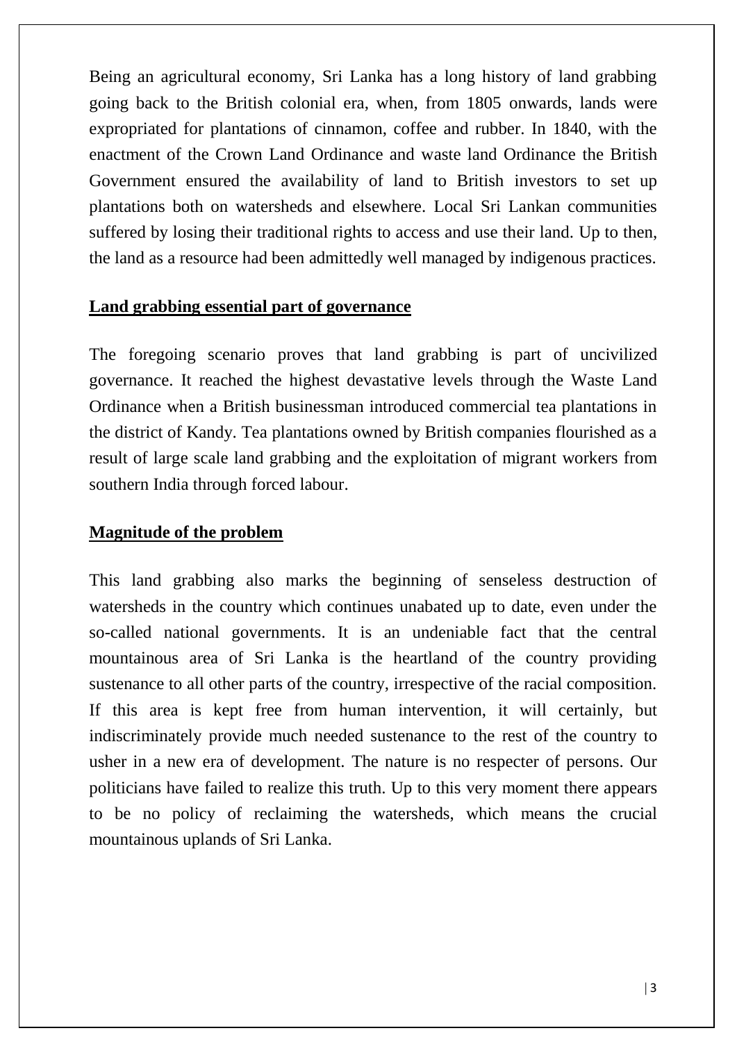Being an agricultural economy, Sri Lanka has a long history of land grabbing going back to the British colonial era, when, from 1805 onwards, lands were expropriated for plantations of cinnamon, coffee and rubber. In 1840, with the enactment of the Crown Land Ordinance and waste land Ordinance the British Government ensured the availability of land to British investors to set up plantations both on watersheds and elsewhere. Local Sri Lankan communities suffered by losing their traditional rights to access and use their land. Up to then, the land as a resource had been admittedly well managed by indigenous practices.

**Land grabbing essential part of governance**

The foregoing scenario proves that land grabbing is part of uncivilized governance. It reached the highest devastative levels through the Waste Land Ordinance when a British businessman introduced commercial tea plantations in the district of Kandy. Tea plantations owned by British companies flourished as a result of large scale land grabbing and the exploitation of migrant workers from southern India through forced labour.

**Magnitude of the problem**

This land grabbing also marks the beginning of senseless destruction of watersheds in the country which continues unabated up to date, even under the so-called national governments. It is an undeniable fact that the central mountainous area of Sri Lanka is the heartland of the country providing sustenance to all other parts of the country, irrespective of the racial composition. If this area is kept free from human intervention, it will certainly, but indiscriminately provide much needed sustenance to the rest of the country to usher in a new era of development. The nature is no respecter of persons. Our politicians have failed to realize this truth. Up to this very moment there appears to be no policy of reclaiming the watersheds, which means the crucial mountainous uplands of Sri Lanka.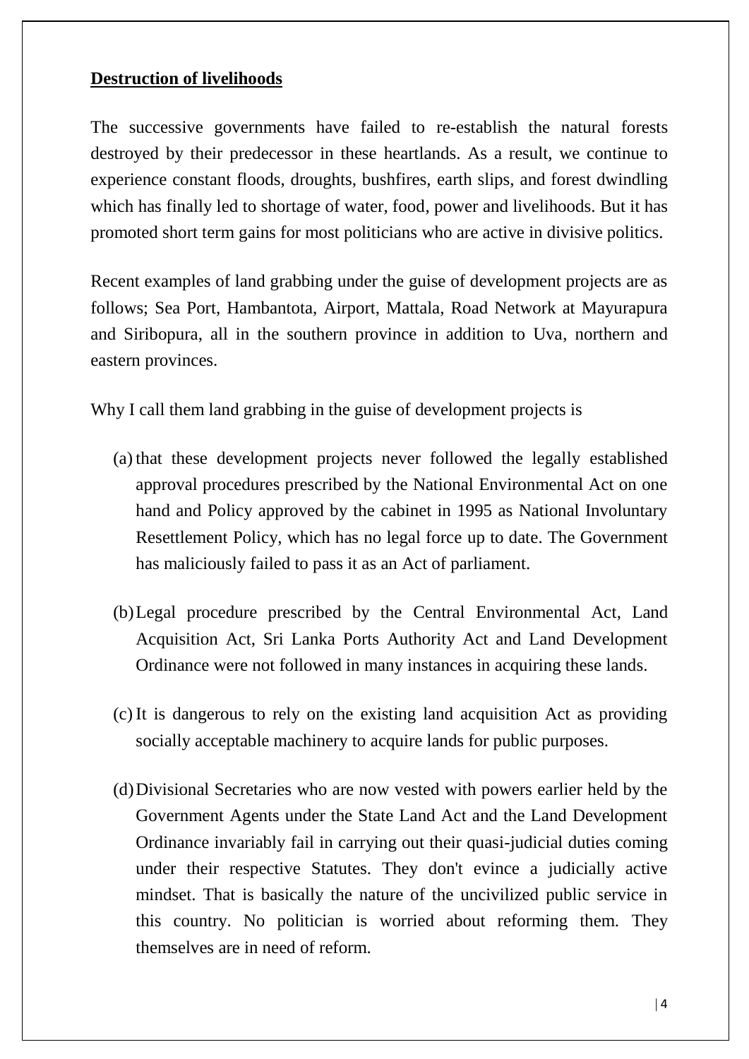**Destruction of livelihoods**

The successive governments have failed to re-establish the natural forests destroyed by their predecessor in these heartlands. As a result, we continue to experience constant floods, droughts, bushfires, earth slips, and forest dwindling which has finally led to shortage of water, food, power and livelihoods. But it has promoted short term gains for most politicians who are active in divisive politics.

Recent examples of land grabbing under the guise of development projects are as follows; Sea Port, Hambantota, Airport, Mattala, Road Network at Mayurapura and Siribopura, all in the southern province in addition to Uva, northern and eastern provinces.

Why I call them land grabbing in the guise of development projects is

(a) that these development projects never followed the legally established approval procedures prescribed by the National Environmental Act on one hand and Policy approved by the cabinet in 1995 as National Involuntary Resettlement Policy, which has no legal force up to date. The Government has maliciously failed to pass it as an Act of parliament.

(b) Legal procedure prescribed by the Central Environmental Act, Land Acquisition Act, Sri Lanka Ports Authority Act and Land Development Ordinance were not followed in many instances in acquiring these lands.

(c) It is dangerous to rely on the existing land acquisition Act as providing socially acceptable machinery to acquire lands for public purposes.

(d) Divisional Secretaries who are now vested with powers earlier held by the Government Agents under the State Land Act and the Land Development Ordinance invariably fail in carrying out their quasi-judicial duties coming under their respective Statutes. They don't evince a judicially active mindset. That is basically the nature of the uncivilized public service in this country. No politician is worried about reforming them. They themselves are in need of reform.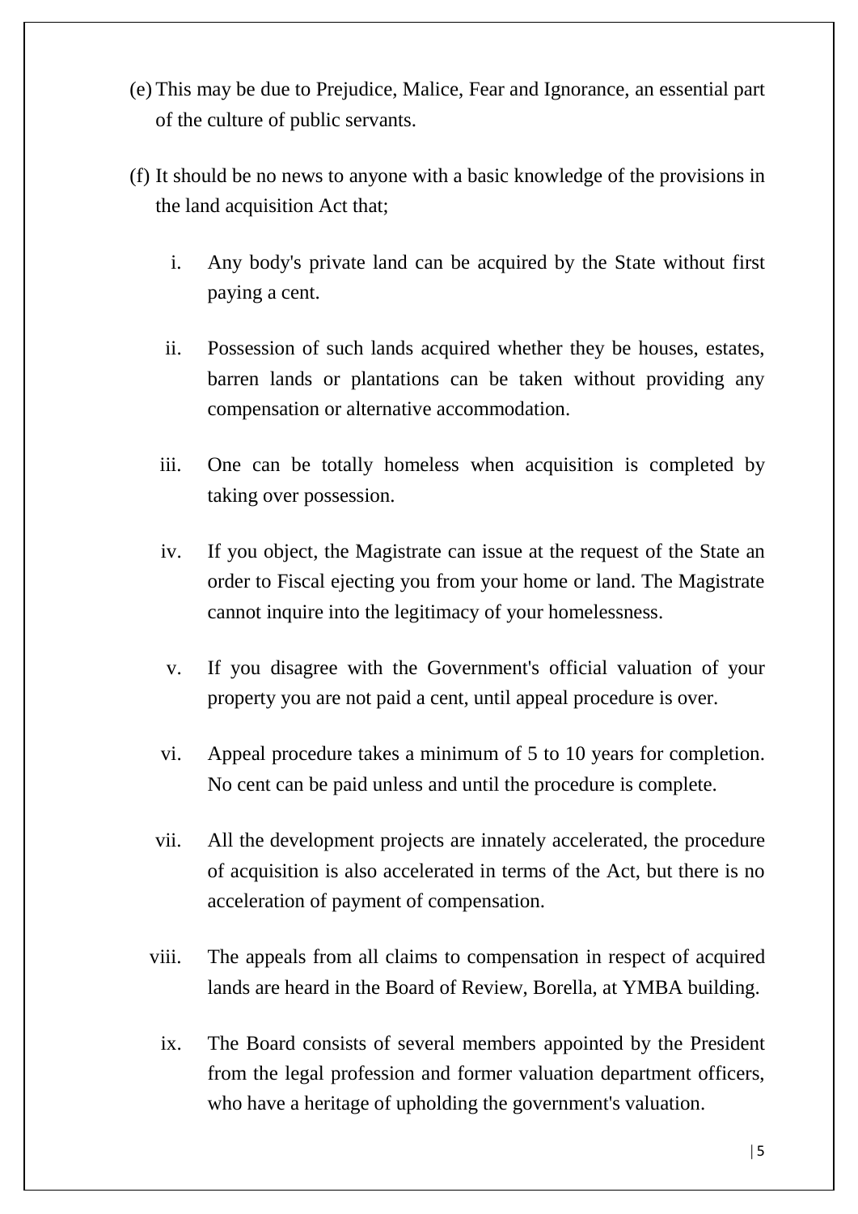(e) This may be due to Prejudice, Malice, Fear and Ignorance, an essential part of the culture of public servants.

(f) It should be no news to anyone with a basic knowledge of the provisions in the land acquisition Act that;

  i. Any body's private land can be acquired by the State without first paying a cent.

  ii. Possession of such lands acquired whether they be houses, estates, barren lands or plantations can be taken without providing any compensation or alternative accommodation.

  iii. One can be totally homeless when acquisition is completed by taking over possession.

  iv. If you object, the Magistrate can issue at the request of the State an order to Fiscal ejecting you from your home or land. The Magistrate cannot inquire into the legitimacy of your homelessness.

  v. If you disagree with the Government's official valuation of your property you are not paid a cent, until appeal procedure is over.

  vi. Appeal procedure takes a minimum of 5 to 10 years for completion. No cent can be paid unless and until the procedure is complete.

  vii. All the development projects are innately accelerated, the procedure of acquisition is also accelerated in terms of the Act, but there is no acceleration of payment of compensation.

  viii. The appeals from all claims to compensation in respect of acquired lands are heard in the Board of Review, Borella, at YMBA building.

  ix. The Board consists of several members appointed by the President from the legal profession and former valuation department officers, who have a heritage of upholding the government's valuation.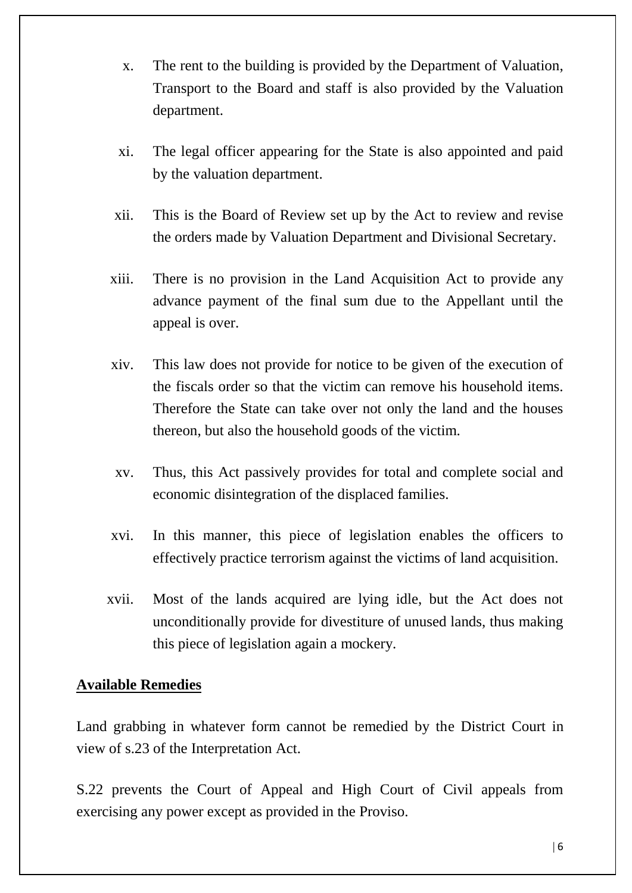x. The rent to the building is provided by the Department of Valuation, Transport to the Board and staff is also provided by the Valuation department.

xi. The legal officer appearing for the State is also appointed and paid by the valuation department.

xii. This is the Board of Review set up by the Act to review and revise the orders made by Valuation Department and Divisional Secretary.

xiii. There is no provision in the Land Acquisition Act to provide any advance payment of the final sum due to the Appellant until the appeal is over.

xiv. This law does not provide for notice to be given of the execution of the fiscals order so that the victim can remove his household items. Therefore the State can take over not only the land and the houses thereon, but also the household goods of the victim.

xv. Thus, this Act passively provides for total and complete social and economic disintegration of the displaced families.

xvi. In this manner, this piece of legislation enables the officers to effectively practice terrorism against the victims of land acquisition.

xvii. Most of the lands acquired are lying idle, but the Act does not unconditionally provide for divestiture of unused lands, thus making this piece of legislation again a mockery.

**Available Remedies**

Land grabbing in whatever form cannot be remedied by the District Court in view of s.23 of the Interpretation Act.

S.22 prevents the Court of Appeal and High Court of Civil appeals from exercising any power except as provided in the Proviso.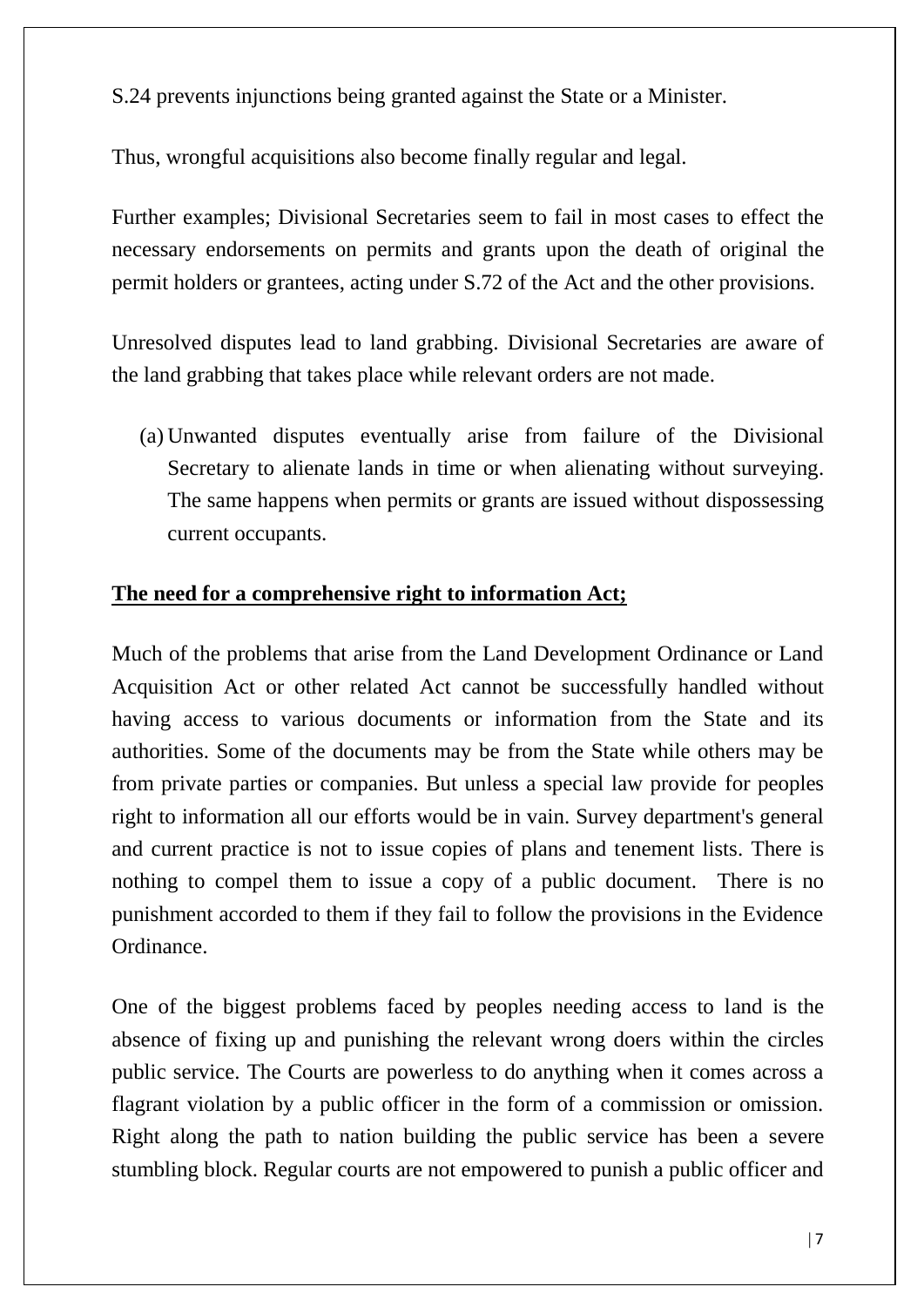S.24 prevents injunctions being granted against the State or a Minister.

Thus, wrongful acquisitions also become finally regular and legal.

Further examples; Divisional Secretaries seem to fail in most cases to effect the necessary endorsements on permits and grants upon the death of original the permit holders or grantees, acting under S.72 of the Act and the other provisions.

Unresolved disputes lead to land grabbing. Divisional Secretaries are aware of the land grabbing that takes place while relevant orders are not made.

(a) Unwanted disputes eventually arise from failure of the Divisional Secretary to alienate lands in time or when alienating without surveying. The same happens when permits or grants are issued without dispossessing current occupants.

**<u>The need for a comprehensive right to information Act;</u>**

Much of the problems that arise from the Land Development Ordinance or Land Acquisition Act or other related Act cannot be successfully handled without having access to various documents or information from the State and its authorities. Some of the documents may be from the State while others may be from private parties or companies. But unless a special law provide for peoples right to information all our efforts would be in vain. Survey department's general and current practice is not to issue copies of plans and tenement lists. There is nothing to compel them to issue a copy of a public document. There is no punishment accorded to them if they fail to follow the provisions in the Evidence Ordinance.

One of the biggest problems faced by peoples needing access to land is the absence of fixing up and punishing the relevant wrong doers within the circles public service. The Courts are powerless to do anything when it comes across a flagrant violation by a public officer in the form of a commission or omission. Right along the path to nation building the public service has been a severe stumbling block. Regular courts are not empowered to punish a public officer and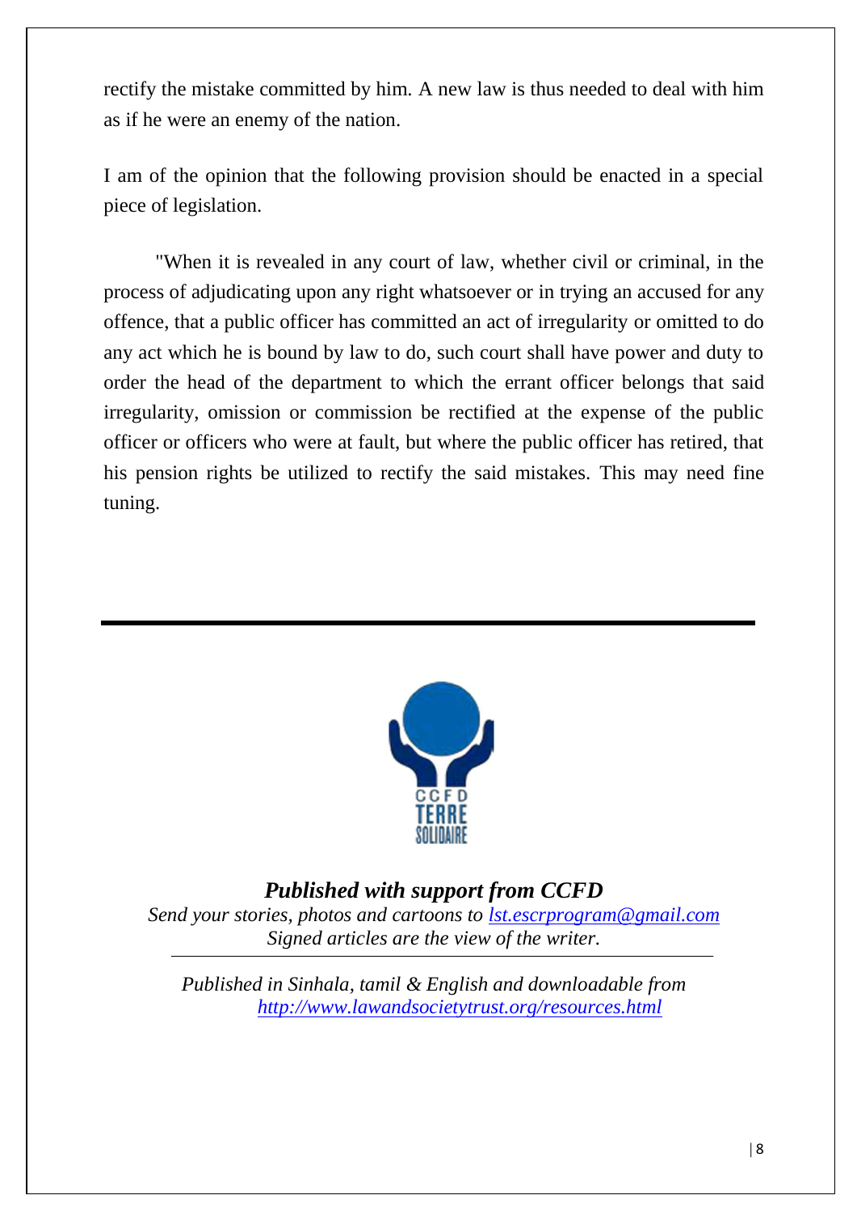rectify the mistake committed by him. A new law is thus needed to deal with him as if he were an enemy of the nation.

I am of the opinion that the following provision should be enacted in a special piece of legislation.

"When it is revealed in any court of law, whether civil or criminal, in the process of adjudicating upon any right whatsoever or in trying an accused for any offence, that a public officer has committed an act of irregularity or omitted to do any act which he is bound by law to do, such court shall have power and duty to order the head of the department to which the errant officer belongs that said irregularity, omission or commission be rectified at the expense of the public officer or officers who were at fault, but where the public officer has retired, that his pension rights be utilized to rectify the said mistakes. This may need fine tuning.

---

CCFD TERRE SOLIDAIRE

***Published with support from CCFD***

*Send your stories, photos and cartoons to lst.escrprogram@gmail.com*

*Signed articles are the view of the writer.*

---

*Published in Sinhala, tamil & English and downloadable from http://www.lawandsocietytrust.org/resources.html*